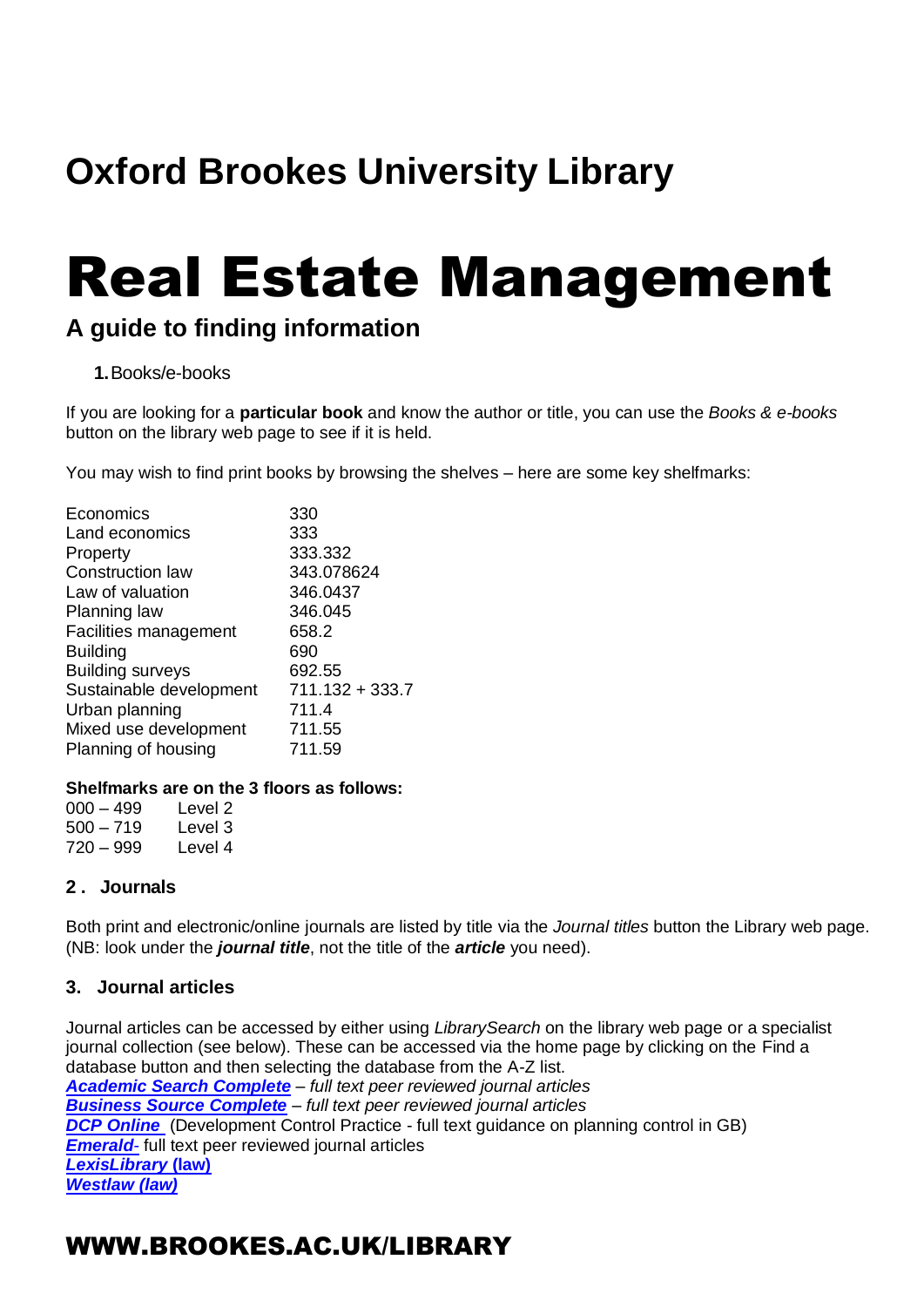## Oxford Brookes University Library

# Real Estate Management

### A guide to finding information

**1.** Books/e-books

If you are looking for a **particular book** and know the author or title, you can use the *Books & e-books* button on the library web page to see if it is held.

You may wish to find print books by browsing the shelves – here are some key shelfmarks:

| | |
|---|---|
| Economics | 330 |
| Land economics | 333 |
| Property | 333.332 |
| Construction law | 343.078624 |
| Law of valuation | 346.0437 |
| Planning law | 346.045 |
| Facilities management | 658.2 |
| Building | 690 |
| Building surveys | 692.55 |
| Sustainable development | 711.132 + 333.7 |
| Urban planning | 711.4 |
| Mixed use development | 711.55 |
| Planning of housing | 711.59 |

**Shelfmarks are on the 3 floors as follows:**

| | |
|---|---|
| 000 – 499 | Level 2 |
| 500 – 719 | Level 3 |
| 720 – 999 | Level 4 |

### 2. Journals

Both print and electronic/online journals are listed by title via the *Journal titles* button the Library web page. (NB: look under the ***journal title***, not the title of the ***article*** you need).

### 3. Journal articles

Journal articles can be accessed by either using *LibrarySearch* on the library web page or a specialist journal collection (see below). These can be accessed via the home page by clicking on the Find a database button and then selecting the database from the A-Z list.

***Academic Search Complete*** – *full text peer reviewed journal articles*
***Business Source Complete*** – *full text peer reviewed journal articles*
***DCP Online*** (Development Control Practice - full text guidance on planning control in GB)
***Emerald***- full text peer reviewed journal articles
***LexisLibrary* (law)**
***Westlaw (law)***

## WWW.BROOKES.AC.UK/LIBRARY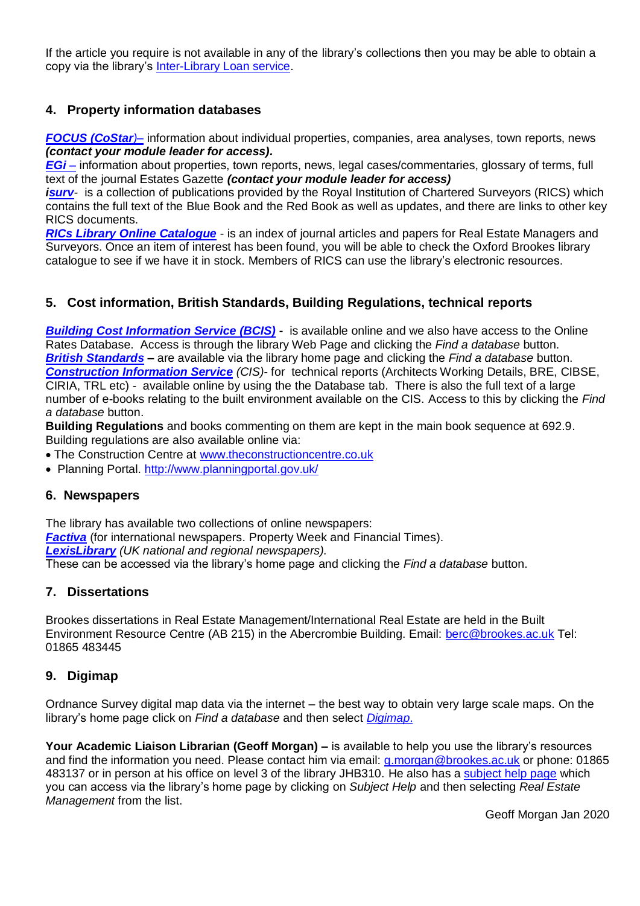If the article you require is not available in any of the library's collections then you may be able to obtain a copy via the library's Inter-Library Loan service.

## 4. Property information databases

***FOCUS (CoStar)***– information about individual properties, companies, area analyses, town reports, news ***(contact your module leader for access).***
***EGi*** – information about properties, town reports, news, legal cases/commentaries, glossary of terms, full text of the journal Estates Gazette ***(contact your module leader for access)***
***isurv***- is a collection of publications provided by the Royal Institution of Chartered Surveyors (RICS) which contains the full text of the Blue Book and the Red Book as well as updates, and there are links to other key RICS documents.
***RICs Library Online Catalogue*** - is an index of journal articles and papers for Real Estate Managers and Surveyors. Once an item of interest has been found, you will be able to check the Oxford Brookes library catalogue to see if we have it in stock. Members of RICS can use the library's electronic resources.

## 5. Cost information, British Standards, Building Regulations, technical reports

***Building Cost Information Service (BCIS)*** **-** is available online and we also have access to the Online Rates Database. Access is through the library Web Page and clicking the *Find a database* button.
***British Standards*** **–** are available via the library home page and clicking the *Find a database* button.
***Construction Information Service*** *(CIS)*- for technical reports (Architects Working Details, BRE, CIBSE, CIRIA, TRL etc) - available online by using the the Database tab. There is also the full text of a large number of e-books relating to the built environment available on the CIS. Access to this by clicking the *Find a database* button.
**Building Regulations** and books commenting on them are kept in the main book sequence at 692.9. Building regulations are also available online via:

- The Construction Centre at www.theconstructioncentre.co.uk
- Planning Portal. http://www.planningportal.gov.uk/

## 6. Newspapers

The library has available two collections of online newspapers:
***Factiva*** (for international newspapers. Property Week and Financial Times).
***LexisLibrary*** *(UK national and regional newspapers).*
These can be accessed via the library's home page and clicking the *Find a database* button.

## 7. Dissertations

Brookes dissertations in Real Estate Management/International Real Estate are held in the Built Environment Resource Centre (AB 215) in the Abercrombie Building. Email: berc@brookes.ac.uk Tel: 01865 483445

## 9. Digimap

Ordnance Survey digital map data via the internet – the best way to obtain very large scale maps. On the library's home page click on *Find a database* and then select *Digimap*.

**Your Academic Liaison Librarian (Geoff Morgan) –** is available to help you use the library's resources and find the information you need. Please contact him via email: g.morgan@brookes.ac.uk or phone: 01865 483137 or in person at his office on level 3 of the library JHB310. He also has a subject help page which you can access via the library's home page by clicking on *Subject Help* and then selecting *Real Estate Management* from the list.

Geoff Morgan Jan 2020